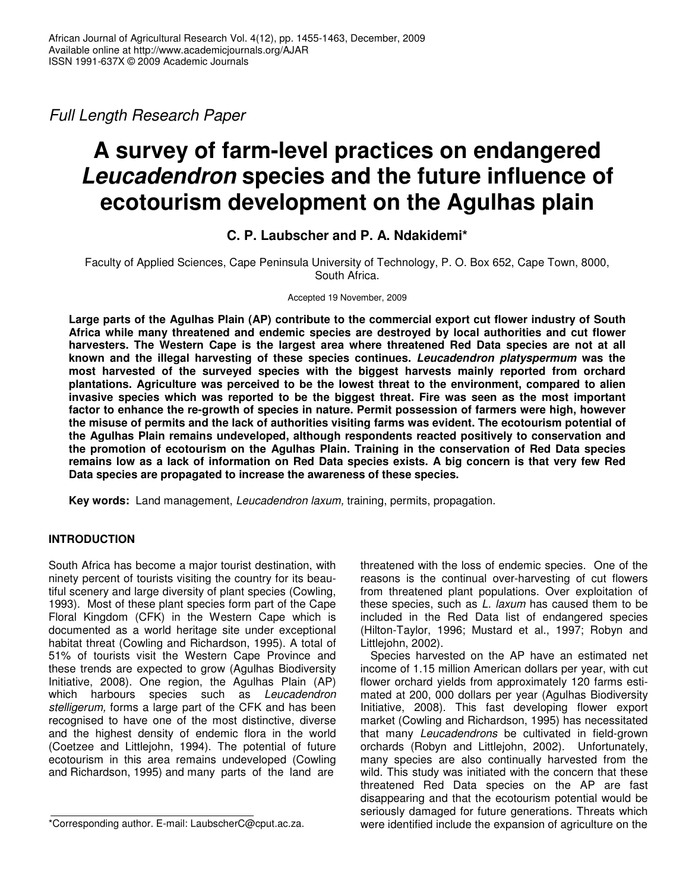*Full Length Research Paper*

# A survey of farm-level practices on endangered *Leucadendron* species and the future influence of ecotourism development on the Agulhas plain

**C. P. Laubscher and P. A. Ndakidemi***

Faculty of Applied Sciences, Cape Peninsula University of Technology, P. O. Box 652, Cape Town, 8000, South Africa.

Accepted 19 November, 2009

**Large parts of the Agulhas Plain (AP) contribute to the commercial export cut flower industry of South Africa while many threatened and endemic species are destroyed by local authorities and cut flower harvesters. The Western Cape is the largest area where threatened Red Data species are not at all known and the illegal harvesting of these species continues. *Leucadendron platyspermum* was the most harvested of the surveyed species with the biggest harvests mainly reported from orchard plantations. Agriculture was perceived to be the lowest threat to the environment, compared to alien invasive species which was reported to be the biggest threat. Fire was seen as the most important factor to enhance the re-growth of species in nature. Permit possession of farmers were high, however the misuse of permits and the lack of authorities visiting farms was evident. The ecotourism potential of the Agulhas Plain remains undeveloped, although respondents reacted positively to conservation and the promotion of ecotourism on the Agulhas Plain. Training in the conservation of Red Data species remains low as a lack of information on Red Data species exists. A big concern is that very few Red Data species are propagated to increase the awareness of these species.**

**Key words:** Land management, *Leucadendron laxum,* training, permits, propagation.

## INTRODUCTION

South Africa has become a major tourist destination, with ninety percent of tourists visiting the country for its beautiful scenery and large diversity of plant species (Cowling, 1993). Most of these plant species form part of the Cape Floral Kingdom (CFK) in the Western Cape which is documented as a world heritage site under exceptional habitat threat (Cowling and Richardson, 1995). A total of 51% of tourists visit the Western Cape Province and these trends are expected to grow (Agulhas Biodiversity Initiative, 2008). One region, the Agulhas Plain (AP) which harbours species such as *Leucadendron stelligerum,* forms a large part of the CFK and has been recognised to have one of the most distinctive, diverse and the highest density of endemic flora in the world (Coetzee and Littlejohn, 1994). The potential of future ecotourism in this area remains undeveloped (Cowling and Richardson, 1995) and many parts of the land are threatened with the loss of endemic species. One of the reasons is the continual over-harvesting of cut flowers from threatened plant populations. Over exploitation of these species, such as *L. laxum* has caused them to be included in the Red Data list of endangered species (Hilton-Taylor, 1996; Mustard et al., 1997; Robyn and Littlejohn, 2002).

Species harvested on the AP have an estimated net income of 1.15 million American dollars per year, with cut flower orchard yields from approximately 120 farms estimated at 200, 000 dollars per year (Agulhas Biodiversity Initiative, 2008). This fast developing flower export market (Cowling and Richardson, 1995) has necessitated that many *Leucadendrons* be cultivated in field-grown orchards (Robyn and Littlejohn, 2002). Unfortunately, many species are also continually harvested from the wild. This study was initiated with the concern that these threatened Red Data species on the AP are fast disappearing and that the ecotourism potential would be seriously damaged for future generations. Threats which were identified include the expansion of agriculture on the

*Corresponding author. E-mail: LaubscherC@cput.ac.za.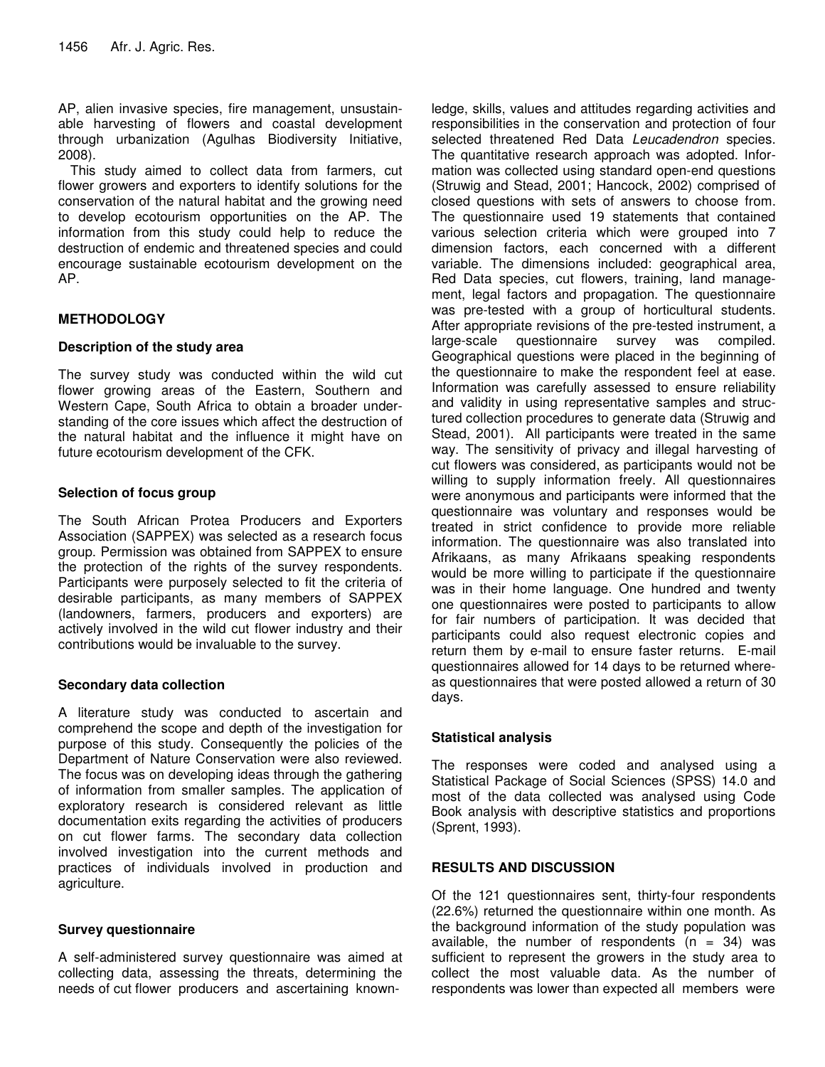AP, alien invasive species, fire management, unsustainable harvesting of flowers and coastal development through urbanization (Agulhas Biodiversity Initiative, 2008).

This study aimed to collect data from farmers, cut flower growers and exporters to identify solutions for the conservation of the natural habitat and the growing need to develop ecotourism opportunities on the AP. The information from this study could help to reduce the destruction of endemic and threatened species and could encourage sustainable ecotourism development on the AP.

## METHODOLOGY

### Description of the study area

The survey study was conducted within the wild cut flower growing areas of the Eastern, Southern and Western Cape, South Africa to obtain a broader understanding of the core issues which affect the destruction of the natural habitat and the influence it might have on future ecotourism development of the CFK.

### Selection of focus group

The South African Protea Producers and Exporters Association (SAPPEX) was selected as a research focus group. Permission was obtained from SAPPEX to ensure the protection of the rights of the survey respondents. Participants were purposely selected to fit the criteria of desirable participants, as many members of SAPPEX (landowners, farmers, producers and exporters) are actively involved in the wild cut flower industry and their contributions would be invaluable to the survey.

### Secondary data collection

A literature study was conducted to ascertain and comprehend the scope and depth of the investigation for purpose of this study. Consequently the policies of the Department of Nature Conservation were also reviewed. The focus was on developing ideas through the gathering of information from smaller samples. The application of exploratory research is considered relevant as little documentation exits regarding the activities of producers on cut flower farms. The secondary data collection involved investigation into the current methods and practices of individuals involved in production and agriculture.

### Survey questionnaire

A self-administered survey questionnaire was aimed at collecting data, assessing the threats, determining the needs of cut flower producers and ascertaining knowledge, skills, values and attitudes regarding activities and responsibilities in the conservation and protection of four selected threatened Red Data *Leucadendron* species. The quantitative research approach was adopted. Information was collected using standard open-end questions (Struwig and Stead, 2001; Hancock, 2002) comprised of closed questions with sets of answers to choose from. The questionnaire used 19 statements that contained various selection criteria which were grouped into 7 dimension factors, each concerned with a different variable. The dimensions included: geographical area, Red Data species, cut flowers, training, land management, legal factors and propagation. The questionnaire was pre-tested with a group of horticultural students. After appropriate revisions of the pre-tested instrument, a large-scale questionnaire survey was compiled. Geographical questions were placed in the beginning of the questionnaire to make the respondent feel at ease. Information was carefully assessed to ensure reliability and validity in using representative samples and structured collection procedures to generate data (Struwig and Stead, 2001). All participants were treated in the same way. The sensitivity of privacy and illegal harvesting of cut flowers was considered, as participants would not be willing to supply information freely. All questionnaires were anonymous and participants were informed that the questionnaire was voluntary and responses would be treated in strict confidence to provide more reliable information. The questionnaire was also translated into Afrikaans, as many Afrikaans speaking respondents would be more willing to participate if the questionnaire was in their home language. One hundred and twenty one questionnaires were posted to participants to allow for fair numbers of participation. It was decided that participants could also request electronic copies and return them by e-mail to ensure faster returns. E-mail questionnaires allowed for 14 days to be returned whereas questionnaires that were posted allowed a return of 30 days.

### Statistical analysis

The responses were coded and analysed using a Statistical Package of Social Sciences (SPSS) 14.0 and most of the data collected was analysed using Code Book analysis with descriptive statistics and proportions (Sprent, 1993).

## RESULTS AND DISCUSSION

Of the 121 questionnaires sent, thirty-four respondents (22.6%) returned the questionnaire within one month. As the background information of the study population was available, the number of respondents ($n = 34$) was sufficient to represent the growers in the study area to collect the most valuable data. As the number of respondents was lower than expected all members were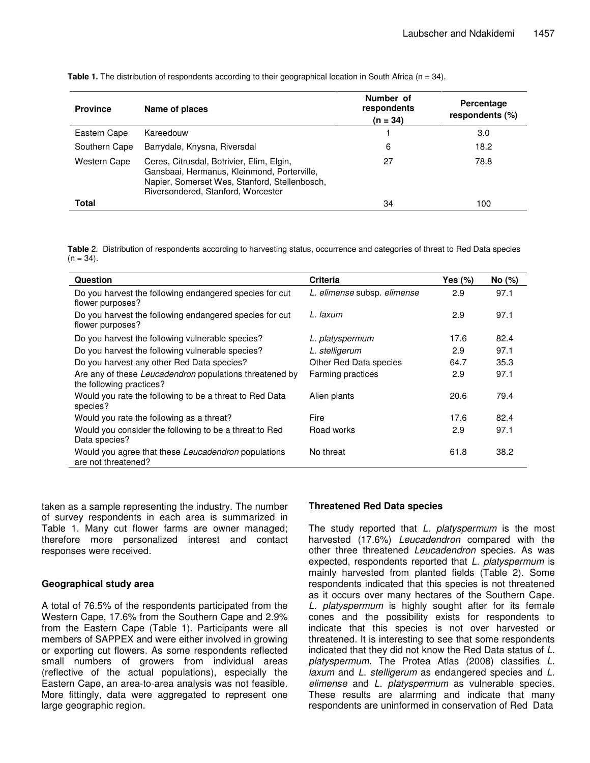**Table 1.** The distribution of respondents according to their geographical location in South Africa (n = 34).

| Province | Name of places | Number of respondents (n = 34) | Percentage respondents (%) |
|---|---|---|---|
| Eastern Cape | Kareedouw | 1 | 3.0 |
| Southern Cape | Barrydale, Knysna, Riversdal | 6 | 18.2 |
| Western Cape | Ceres, Citrusdal, Botrivier, Elim, Elgin, Gansbaai, Hermanus, Kleinmond, Porterville, Napier, Somerset Wes, Stanford, Stellenbosch, Riversondered, Stanford, Worcester | 27 | 78.8 |
| **Total** | | 34 | 100 |

**Table** 2. Distribution of respondents according to harvesting status, occurrence and categories of threat to Red Data species (n = 34).

| Question | Criteria | Yes (%) | No (%) |
|---|---|---|---|
| Do you harvest the following endangered species for cut flower purposes? | *L. elimense* subsp. *elimense* | 2.9 | 97.1 |
| Do you harvest the following endangered species for cut flower purposes? | *L. laxum* | 2.9 | 97.1 |
| Do you harvest the following vulnerable species? | *L. platyspermum* | 17.6 | 82.4 |
| Do you harvest the following vulnerable species? | *L. stelligerum* | 2.9 | 97.1 |
| Do you harvest any other Red Data species? | Other Red Data species | 64.7 | 35.3 |
| Are any of these *Leucadendron* populations threatened by the following practices? | Farming practices | 2.9 | 97.1 |
| Would you rate the following to be a threat to Red Data species? | Alien plants | 20.6 | 79.4 |
| Would you rate the following as a threat? | Fire | 17.6 | 82.4 |
| Would you consider the following to be a threat to Red Data species? | Road works | 2.9 | 97.1 |
| Would you agree that these *Leucadendron* populations are not threatened? | No threat | 61.8 | 38.2 |

taken as a sample representing the industry. The number of survey respondents in each area is summarized in Table 1. Many cut flower farms are owner managed; therefore more personalized interest and contact responses were received.

## Geographical study area

A total of 76.5% of the respondents participated from the Western Cape, 17.6% from the Southern Cape and 2.9% from the Eastern Cape (Table 1). Participants were all members of SAPPEX and were either involved in growing or exporting cut flowers. As some respondents reflected small numbers of growers from individual areas (reflective of the actual populations), especially the Eastern Cape, an area-to-area analysis was not feasible. More fittingly, data were aggregated to represent one large geographic region.

## Threatened Red Data species

The study reported that *L. platyspermum* is the most harvested (17.6%) *Leucadendron* compared with the other three threatened *Leucadendron* species. As was expected, respondents reported that *L. platyspermum* is mainly harvested from planted fields (Table 2). Some respondents indicated that this species is not threatened as it occurs over many hectares of the Southern Cape. *L. platyspermum* is highly sought after for its female cones and the possibility exists for respondents to indicate that this species is not over harvested or threatened. It is interesting to see that some respondents indicated that they did not know the Red Data status of *L. platyspermum*. The Protea Atlas (2008) classifies *L. laxum* and *L. stelligerum* as endangered species and *L. elimense* and *L. platyspermum* as vulnerable species. These results are alarming and indicate that many respondents are uninformed in conservation of Red Data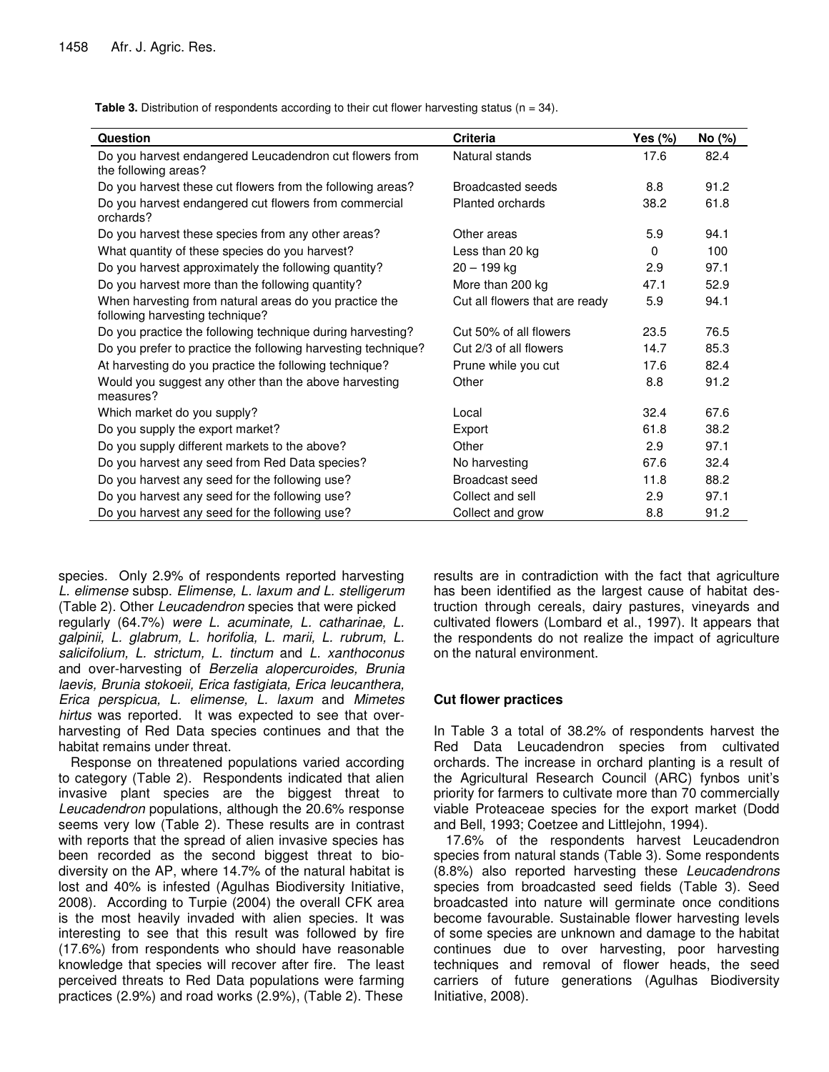**Table 3.** Distribution of respondents according to their cut flower harvesting status (n = 34).

| Question | Criteria | Yes (%) | No (%) |
|---|---|---|---|
| Do you harvest endangered Leucadendron cut flowers from the following areas? | Natural stands | 17.6 | 82.4 |
| Do you harvest these cut flowers from the following areas? | Broadcasted seeds | 8.8 | 91.2 |
| Do you harvest endangered cut flowers from commercial orchards? | Planted orchards | 38.2 | 61.8 |
| Do you harvest these species from any other areas? | Other areas | 5.9 | 94.1 |
| What quantity of these species do you harvest? | Less than 20 kg | 0 | 100 |
| Do you harvest approximately the following quantity? | 20 – 199 kg | 2.9 | 97.1 |
| Do you harvest more than the following quantity? | More than 200 kg | 47.1 | 52.9 |
| When harvesting from natural areas do you practice the following harvesting technique? | Cut all flowers that are ready | 5.9 | 94.1 |
| Do you practice the following technique during harvesting? | Cut 50% of all flowers | 23.5 | 76.5 |
| Do you prefer to practice the following harvesting technique? | Cut 2/3 of all flowers | 14.7 | 85.3 |
| At harvesting do you practice the following technique? | Prune while you cut | 17.6 | 82.4 |
| Would you suggest any other than the above harvesting measures? | Other | 8.8 | 91.2 |
| Which market do you supply? | Local | 32.4 | 67.6 |
| Do you supply the export market? | Export | 61.8 | 38.2 |
| Do you supply different markets to the above? | Other | 2.9 | 97.1 |
| Do you harvest any seed from Red Data species? | No harvesting | 67.6 | 32.4 |
| Do you harvest any seed for the following use? | Broadcast seed | 11.8 | 88.2 |
| Do you harvest any seed for the following use? | Collect and sell | 2.9 | 97.1 |
| Do you harvest any seed for the following use? | Collect and grow | 8.8 | 91.2 |

species. Only 2.9% of respondents reported harvesting *L. elimense* subsp. *Elimense, L. laxum and L. stelligerum* (Table 2). Other *Leucadendron* species that were picked regularly (64.7%) *were L. acuminate, L. catharinae, L. galpinii, L. glabrum, L. horifolia, L. marii, L. rubrum, L. salicifolium, L. strictum, L. tinctum* and *L. xanthoconus* and over-harvesting of *Berzelia alopercuroides, Brunia laevis, Brunia stokoeii, Erica fastigiata, Erica leucanthera, Erica perspicua, L. elimense, L. laxum* and *Mimetes hirtus* was reported. It was expected to see that over-harvesting of Red Data species continues and that the habitat remains under threat.

Response on threatened populations varied according to category (Table 2). Respondents indicated that alien invasive plant species are the biggest threat to *Leucadendron* populations, although the 20.6% response seems very low (Table 2). These results are in contrast with reports that the spread of alien invasive species has been recorded as the second biggest threat to biodiversity on the AP, where 14.7% of the natural habitat is lost and 40% is infested (Agulhas Biodiversity Initiative, 2008). According to Turpie (2004) the overall CFK area is the most heavily invaded with alien species. It was interesting to see that this result was followed by fire (17.6%) from respondents who should have reasonable knowledge that species will recover after fire. The least perceived threats to Red Data populations were farming practices (2.9%) and road works (2.9%), (Table 2). These results are in contradiction with the fact that agriculture has been identified as the largest cause of habitat destruction through cereals, dairy pastures, vineyards and cultivated flowers (Lombard et al., 1997). It appears that the respondents do not realize the impact of agriculture on the natural environment.

## Cut flower practices

In Table 3 a total of 38.2% of respondents harvest the Red Data Leucadendron species from cultivated orchards. The increase in orchard planting is a result of the Agricultural Research Council (ARC) fynbos unit's priority for farmers to cultivate more than 70 commercially viable Proteaceae species for the export market (Dodd and Bell, 1993; Coetzee and Littlejohn, 1994).

17.6% of the respondents harvest Leucadendron species from natural stands (Table 3). Some respondents (8.8%) also reported harvesting these *Leucadendrons* species from broadcasted seed fields (Table 3). Seed broadcasted into nature will germinate once conditions become favourable. Sustainable flower harvesting levels of some species are unknown and damage to the habitat continues due to over harvesting, poor harvesting techniques and removal of flower heads, the seed carriers of future generations (Agulhas Biodiversity Initiative, 2008).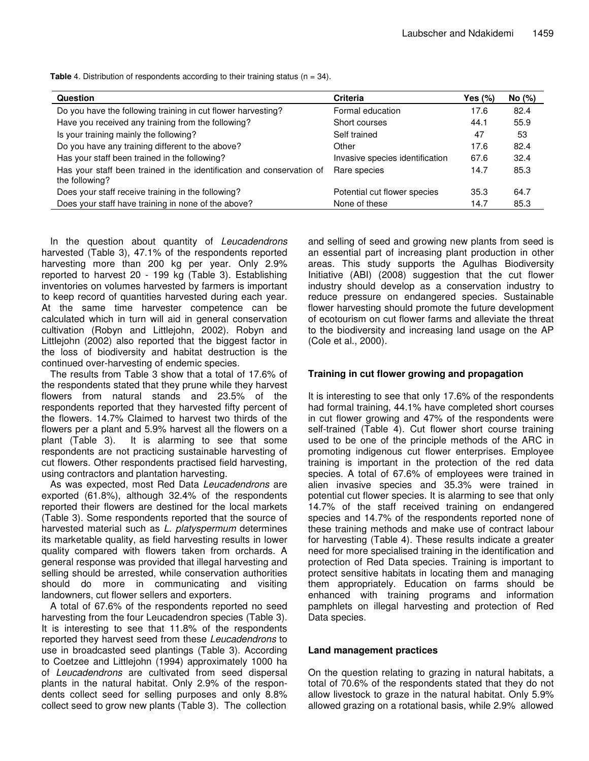**Table** 4. Distribution of respondents according to their training status (n = 34).

| Question | Criteria | Yes (%) | No (%) |
|---|---|---|---|
| Do you have the following training in cut flower harvesting? | Formal education | 17.6 | 82.4 |
| Have you received any training from the following? | Short courses | 44.1 | 55.9 |
| Is your training mainly the following? | Self trained | 47 | 53 |
| Do you have any training different to the above? | Other | 17.6 | 82.4 |
| Has your staff been trained in the following? | Invasive species identification | 67.6 | 32.4 |
| Has your staff been trained in the identification and conservation of the following? | Rare species | 14.7 | 85.3 |
| Does your staff receive training in the following? | Potential cut flower species | 35.3 | 64.7 |
| Does your staff have training in none of the above? | None of these | 14.7 | 85.3 |

In the question about quantity of *Leucadendrons* harvested (Table 3), 47.1% of the respondents reported harvesting more than 200 kg per year. Only 2.9% reported to harvest 20 - 199 kg (Table 3). Establishing inventories on volumes harvested by farmers is important to keep record of quantities harvested during each year. At the same time harvester competence can be calculated which in turn will aid in general conservation cultivation (Robyn and Littlejohn, 2002). Robyn and Littlejohn (2002) also reported that the biggest factor in the loss of biodiversity and habitat destruction is the continued over-harvesting of endemic species.

The results from Table 3 show that a total of 17.6% of the respondents stated that they prune while they harvest flowers from natural stands and 23.5% of the respondents reported that they harvested fifty percent of the flowers. 14.7% Claimed to harvest two thirds of the flowers per a plant and 5.9% harvest all the flowers on a plant (Table 3). It is alarming to see that some respondents are not practicing sustainable harvesting of cut flowers. Other respondents practised field harvesting, using contractors and plantation harvesting.

As was expected, most Red Data *Leucadendrons* are exported (61.8%), although 32.4% of the respondents reported their flowers are destined for the local markets (Table 3). Some respondents reported that the source of harvested material such as *L. platyspermum* determines its marketable quality, as field harvesting results in lower quality compared with flowers taken from orchards. A general response was provided that illegal harvesting and selling should be arrested, while conservation authorities should do more in communicating and visiting landowners, cut flower sellers and exporters.

A total of 67.6% of the respondents reported no seed harvesting from the four Leucadendron species (Table 3). It is interesting to see that 11.8% of the respondents reported they harvest seed from these *Leucadendrons* to use in broadcasted seed plantings (Table 3). According to Coetzee and Littlejohn (1994) approximately 1000 ha of *Leucadendrons* are cultivated from seed dispersal plants in the natural habitat. Only 2.9% of the respondents collect seed for selling purposes and only 8.8% collect seed to grow new plants (Table 3). The collection and selling of seed and growing new plants from seed is an essential part of increasing plant production in other areas. This study supports the Agulhas Biodiversity Initiative (ABI) (2008) suggestion that the cut flower industry should develop as a conservation industry to reduce pressure on endangered species. Sustainable flower harvesting should promote the future development of ecotourism on cut flower farms and alleviate the threat to the biodiversity and increasing land usage on the AP (Cole et al., 2000).

## Training in cut flower growing and propagation

It is interesting to see that only 17.6% of the respondents had formal training, 44.1% have completed short courses in cut flower growing and 47% of the respondents were self-trained (Table 4). Cut flower short course training used to be one of the principle methods of the ARC in promoting indigenous cut flower enterprises. Employee training is important in the protection of the red data species. A total of 67.6% of employees were trained in alien invasive species and 35.3% were trained in potential cut flower species. It is alarming to see that only 14.7% of the staff received training on endangered species and 14.7% of the respondents reported none of these training methods and make use of contract labour for harvesting (Table 4). These results indicate a greater need for more specialised training in the identification and protection of Red Data species. Training is important to protect sensitive habitats in locating them and managing them appropriately. Education on farms should be enhanced with training programs and information pamphlets on illegal harvesting and protection of Red Data species.

## Land management practices

On the question relating to grazing in natural habitats, a total of 70.6% of the respondents stated that they do not allow livestock to graze in the natural habitat. Only 5.9% allowed grazing on a rotational basis, while 2.9% allowed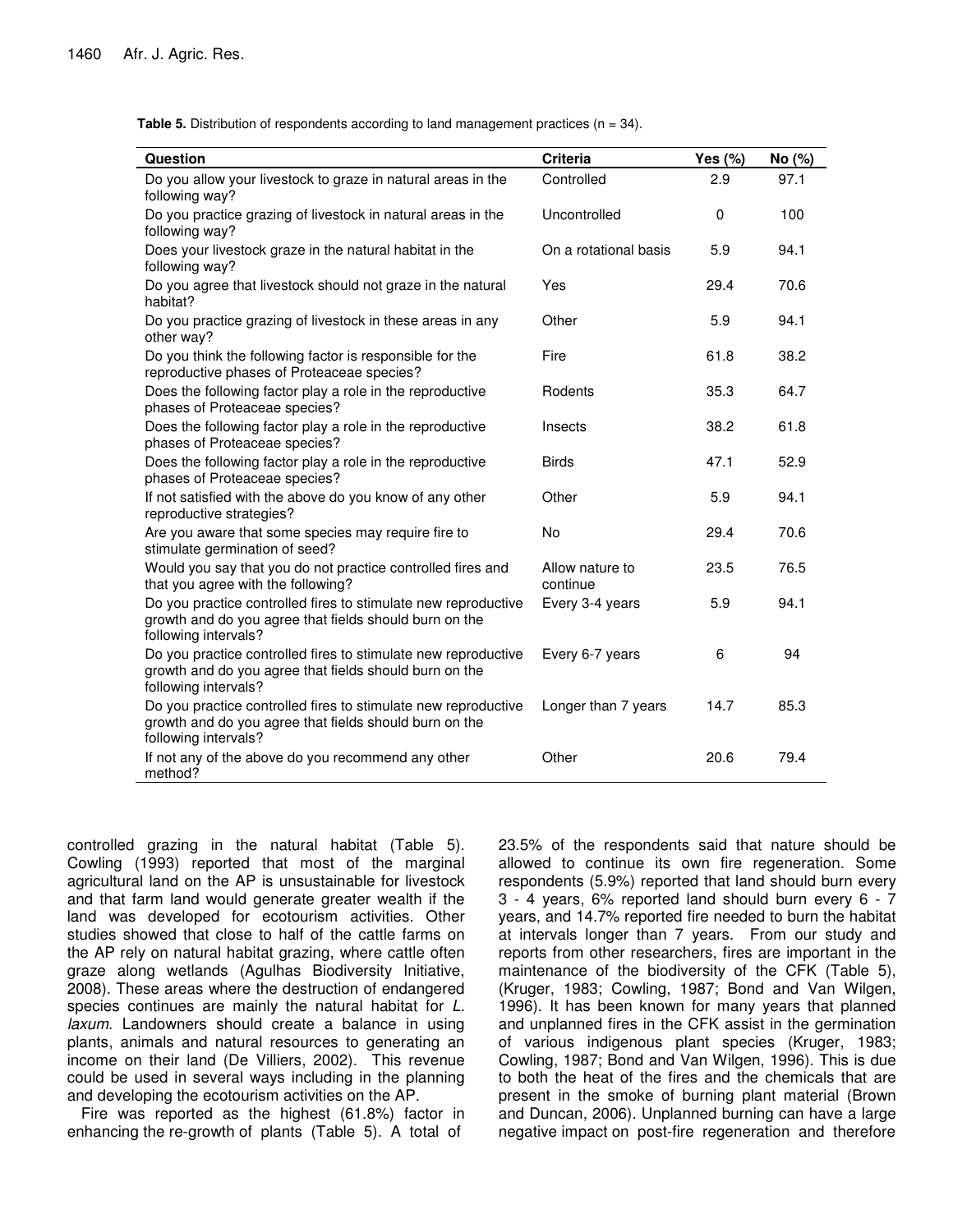**Table 5.** Distribution of respondents according to land management practices (n = 34).

| Question | Criteria | Yes (%) | No (%) |
|---|---|---|---|
| Do you allow your livestock to graze in natural areas in the following way? | Controlled | 2.9 | 97.1 |
| Do you practice grazing of livestock in natural areas in the following way? | Uncontrolled | 0 | 100 |
| Does your livestock graze in the natural habitat in the following way? | On a rotational basis | 5.9 | 94.1 |
| Do you agree that livestock should not graze in the natural habitat? | Yes | 29.4 | 70.6 |
| Do you practice grazing of livestock in these areas in any other way? | Other | 5.9 | 94.1 |
| Do you think the following factor is responsible for the reproductive phases of Proteaceae species? | Fire | 61.8 | 38.2 |
| Does the following factor play a role in the reproductive phases of Proteaceae species? | Rodents | 35.3 | 64.7 |
| Does the following factor play a role in the reproductive phases of Proteaceae species? | Insects | 38.2 | 61.8 |
| Does the following factor play a role in the reproductive phases of Proteaceae species? | Birds | 47.1 | 52.9 |
| If not satisfied with the above do you know of any other reproductive strategies? | Other | 5.9 | 94.1 |
| Are you aware that some species may require fire to stimulate germination of seed? | No | 29.4 | 70.6 |
| Would you say that you do not practice controlled fires and that you agree with the following? | Allow nature to continue | 23.5 | 76.5 |
| Do you practice controlled fires to stimulate new reproductive growth and do you agree that fields should burn on the following intervals? | Every 3-4 years | 5.9 | 94.1 |
| Do you practice controlled fires to stimulate new reproductive growth and do you agree that fields should burn on the following intervals? | Every 6-7 years | 6 | 94 |
| Do you practice controlled fires to stimulate new reproductive growth and do you agree that fields should burn on the following intervals? | Longer than 7 years | 14.7 | 85.3 |
| If not any of the above do you recommend any other method? | Other | 20.6 | 79.4 |

controlled grazing in the natural habitat (Table 5). Cowling (1993) reported that most of the marginal agricultural land on the AP is unsustainable for livestock and that farm land would generate greater wealth if the land was developed for ecotourism activities. Other studies showed that close to half of the cattle farms on the AP rely on natural habitat grazing, where cattle often graze along wetlands (Agulhas Biodiversity Initiative, 2008). These areas where the destruction of endangered species continues are mainly the natural habitat for *L. laxum*. Landowners should create a balance in using plants, animals and natural resources to generating an income on their land (De Villiers, 2002). This revenue could be used in several ways including in the planning and developing the ecotourism activities on the AP.

Fire was reported as the highest (61.8%) factor in enhancing the re-growth of plants (Table 5). A total of 23.5% of the respondents said that nature should be allowed to continue its own fire regeneration. Some respondents (5.9%) reported that land should burn every 3 - 4 years, 6% reported land should burn every 6 - 7 years, and 14.7% reported fire needed to burn the habitat at intervals longer than 7 years. From our study and reports from other researchers, fires are important in the maintenance of the biodiversity of the CFK (Table 5), (Kruger, 1983; Cowling, 1987; Bond and Van Wilgen, 1996). It has been known for many years that planned and unplanned fires in the CFK assist in the germination of various indigenous plant species (Kruger, 1983; Cowling, 1987; Bond and Van Wilgen, 1996). This is due to both the heat of the fires and the chemicals that are present in the smoke of burning plant material (Brown and Duncan, 2006). Unplanned burning can have a large negative impact on post-fire regeneration and therefore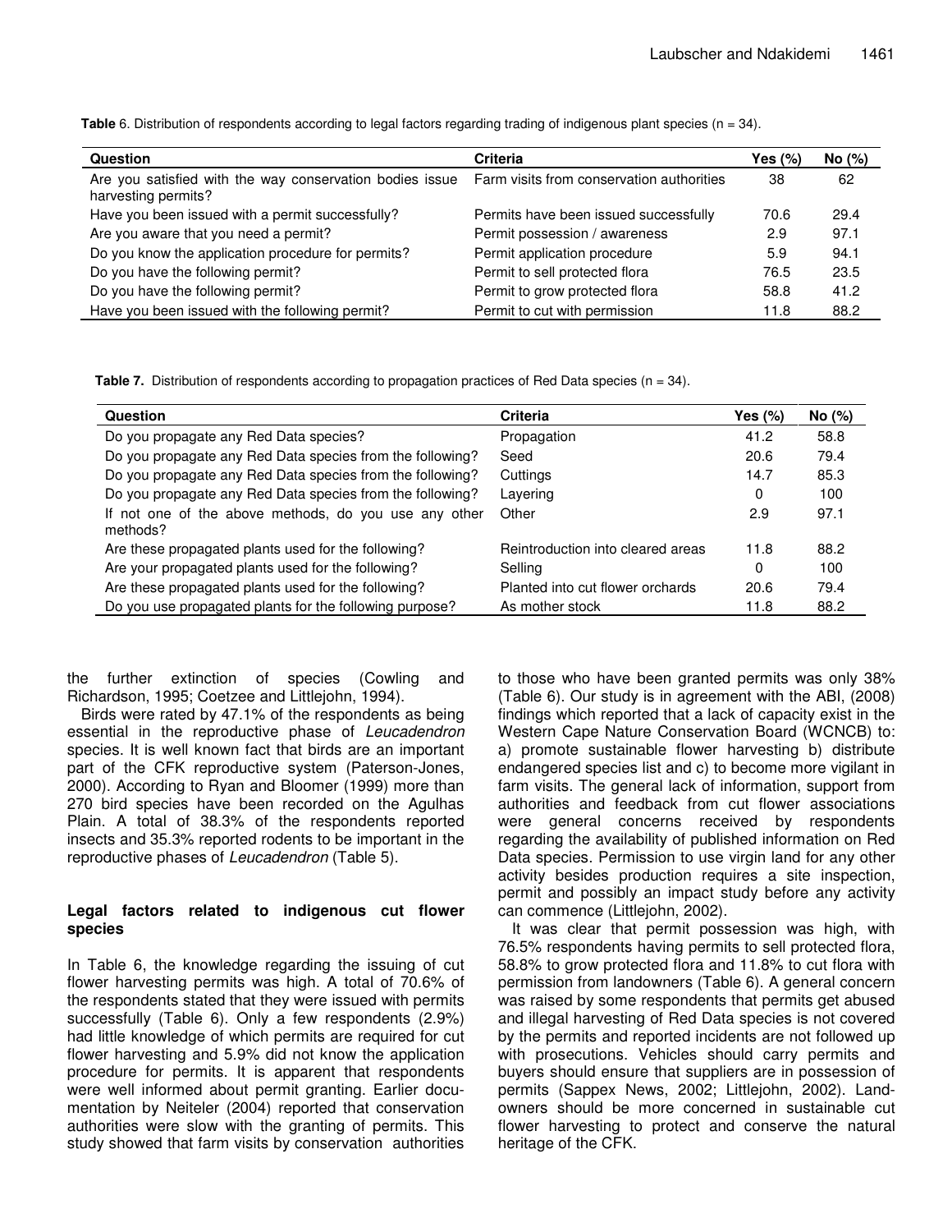**Table 6.** Distribution of respondents according to legal factors regarding trading of indigenous plant species (n = 34).

| Question | Criteria | Yes (%) | No (%) |
|---|---|---|---|
| Are you satisfied with the way conservation bodies issue harvesting permits? | Farm visits from conservation authorities | 38 | 62 |
| Have you been issued with a permit successfully? | Permits have been issued successfully | 70.6 | 29.4 |
| Are you aware that you need a permit? | Permit possession / awareness | 2.9 | 97.1 |
| Do you know the application procedure for permits? | Permit application procedure | 5.9 | 94.1 |
| Do you have the following permit? | Permit to sell protected flora | 76.5 | 23.5 |
| Do you have the following permit? | Permit to grow protected flora | 58.8 | 41.2 |
| Have you been issued with the following permit? | Permit to cut with permission | 11.8 | 88.2 |

**Table 7.** Distribution of respondents according to propagation practices of Red Data species (n = 34).

| Question | Criteria | Yes (%) | No (%) |
|---|---|---|---|
| Do you propagate any Red Data species? | Propagation | 41.2 | 58.8 |
| Do you propagate any Red Data species from the following? | Seed | 20.6 | 79.4 |
| Do you propagate any Red Data species from the following? | Cuttings | 14.7 | 85.3 |
| Do you propagate any Red Data species from the following? | Layering | 0 | 100 |
| If not one of the above methods, do you use any other methods? | Other | 2.9 | 97.1 |
| Are these propagated plants used for the following? | Reintroduction into cleared areas | 11.8 | 88.2 |
| Are your propagated plants used for the following? | Selling | 0 | 100 |
| Are these propagated plants used for the following? | Planted into cut flower orchards | 20.6 | 79.4 |
| Do you use propagated plants for the following purpose? | As mother stock | 11.8 | 88.2 |

the further extinction of species (Cowling and Richardson, 1995; Coetzee and Littlejohn, 1994).

Birds were rated by 47.1% of the respondents as being essential in the reproductive phase of *Leucadendron* species. It is well known fact that birds are an important part of the CFK reproductive system (Paterson-Jones, 2000). According to Ryan and Bloomer (1999) more than 270 bird species have been recorded on the Agulhas Plain. A total of 38.3% of the respondents reported insects and 35.3% reported rodents to be important in the reproductive phases of *Leucadendron* (Table 5).

### Legal factors related to indigenous cut flower species

In Table 6, the knowledge regarding the issuing of cut flower harvesting permits was high. A total of 70.6% of the respondents stated that they were issued with permits successfully (Table 6). Only a few respondents (2.9%) had little knowledge of which permits are required for cut flower harvesting and 5.9% did not know the application procedure for permits. It is apparent that respondents were well informed about permit granting. Earlier documentation by Neiteler (2004) reported that conservation authorities were slow with the granting of permits. This study showed that farm visits by conservation authorities to those who have been granted permits was only 38% (Table 6). Our study is in agreement with the ABI, (2008) findings which reported that a lack of capacity exist in the Western Cape Nature Conservation Board (WCNCB) to: a) promote sustainable flower harvesting b) distribute endangered species list and c) to become more vigilant in farm visits. The general lack of information, support from authorities and feedback from cut flower associations were general concerns received by respondents regarding the availability of published information on Red Data species. Permission to use virgin land for any other activity besides production requires a site inspection, permit and possibly an impact study before any activity can commence (Littlejohn, 2002).

It was clear that permit possession was high, with 76.5% respondents having permits to sell protected flora, 58.8% to grow protected flora and 11.8% to cut flora with permission from landowners (Table 6). A general concern was raised by some respondents that permits get abused and illegal harvesting of Red Data species is not covered by the permits and reported incidents are not followed up with prosecutions. Vehicles should carry permits and buyers should ensure that suppliers are in possession of permits (Sappex News, 2002; Littlejohn, 2002). Landowners should be more concerned in sustainable cut flower harvesting to protect and conserve the natural heritage of the CFK.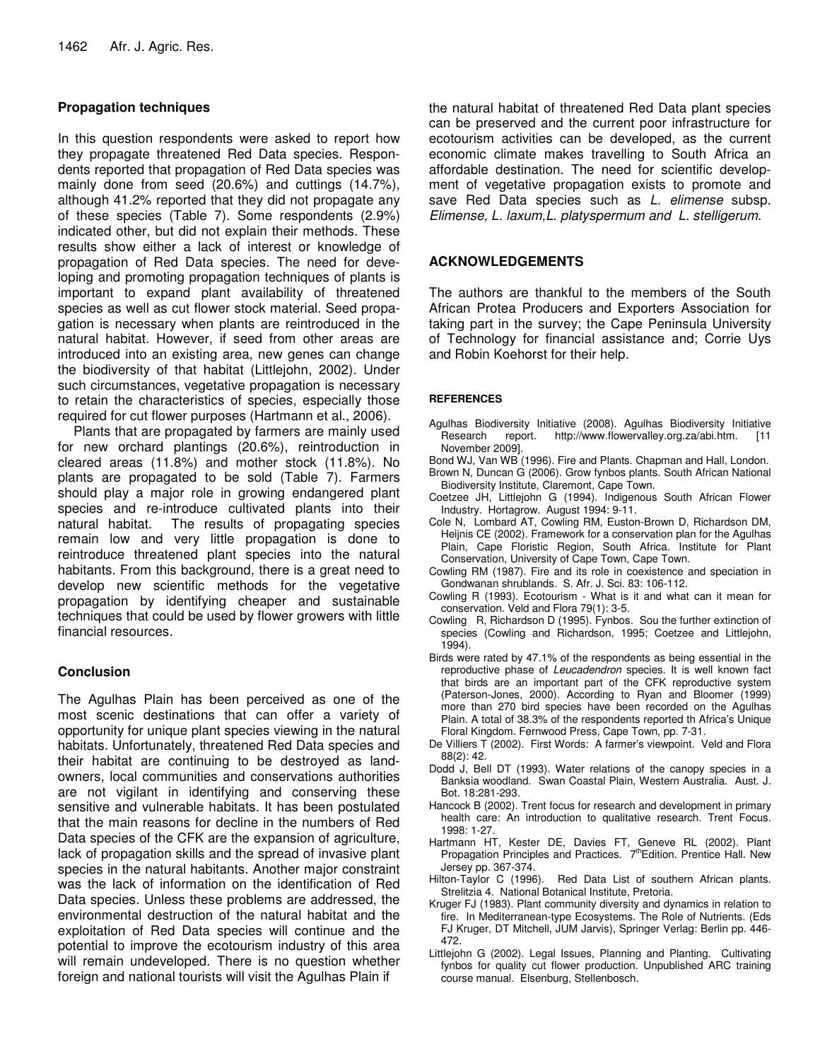## Propagation techniques

In this question respondents were asked to report how they propagate threatened Red Data species. Respondents reported that propagation of Red Data species was mainly done from seed (20.6%) and cuttings (14.7%), although 41.2% reported that they did not propagate any of these species (Table 7). Some respondents (2.9%) indicated other, but did not explain their methods. These results show either a lack of interest or knowledge of propagation of Red Data species. The need for developing and promoting propagation techniques of plants is important to expand plant availability of threatened species as well as cut flower stock material. Seed propagation is necessary when plants are reintroduced in the natural habitat. However, if seed from other areas are introduced into an existing area, new genes can change the biodiversity of that habitat (Littlejohn, 2002). Under such circumstances, vegetative propagation is necessary to retain the characteristics of species, especially those required for cut flower purposes (Hartmann et al., 2006).

Plants that are propagated by farmers are mainly used for new orchard plantings (20.6%), reintroduction in cleared areas (11.8%) and mother stock (11.8%). No plants are propagated to be sold (Table 7). Farmers should play a major role in growing endangered plant species and re-introduce cultivated plants into their natural habitat. The results of propagating species remain low and very little propagation is done to reintroduce threatened plant species into the natural habitants. From this background, there is a great need to develop new scientific methods for the vegetative propagation by identifying cheaper and sustainable techniques that could be used by flower growers with little financial resources.

## Conclusion

The Agulhas Plain has been perceived as one of the most scenic destinations that can offer a variety of opportunity for unique plant species viewing in the natural habitats. Unfortunately, threatened Red Data species and their habitat are continuing to be destroyed as landowners, local communities and conservations authorities are not vigilant in identifying and conserving these sensitive and vulnerable habitats. It has been postulated that the main reasons for decline in the numbers of Red Data species of the CFK are the expansion of agriculture, lack of propagation skills and the spread of invasive plant species in the natural habitants. Another major constraint was the lack of information on the identification of Red Data species. Unless these problems are addressed, the environmental destruction of the natural habitat and the exploitation of Red Data species will continue and the potential to improve the ecotourism industry of this area will remain undeveloped. There is no question whether foreign and national tourists will visit the Agulhas Plain if the natural habitat of threatened Red Data plant species can be preserved and the current poor infrastructure for ecotourism activities can be developed, as the current economic climate makes travelling to South Africa an affordable destination. The need for scientific development of vegetative propagation exists to promote and save Red Data species such as *L. elimense* subsp. *Elimense, L. laxum,L. platyspermum and L. stelligerum*.

## ACKNOWLEDGEMENTS

The authors are thankful to the members of the South African Protea Producers and Exporters Association for taking part in the survey; the Cape Peninsula University of Technology for financial assistance and; Corrie Uys and Robin Koehorst for their help.

### REFERENCES

Agulhas Biodiversity Initiative (2008). Agulhas Biodiversity Initiative Research report. http://www.flowervalley.org.za/abi.htm. [11 November 2009].

Bond WJ, Van WB (1996). Fire and Plants. Chapman and Hall, London.

Brown N, Duncan G (2006). Grow fynbos plants. South African National Biodiversity Institute, Claremont, Cape Town.

Coetzee JH, Littlejohn G (1994). Indigenous South African Flower Industry. Hortagrow. August 1994: 9-11.

Cole N, Lombard AT, Cowling RM, Euston-Brown D, Richardson DM, Heijnis CE (2002). Framework for a conservation plan for the Agulhas Plain, Cape Floristic Region, South Africa. Institute for Plant Conservation, University of Cape Town, Cape Town.

Cowling RM (1987). Fire and its role in coexistence and speciation in Gondwanan shrublands. S. Afr. J. Sci. 83: 106-112.

Cowling R (1993). Ecotourism - What is it and what can it mean for conservation. Veld and Flora 79(1): 3-5.

Cowling R, Richardson D (1995). Fynbos. Sou the further extinction of species (Cowling and Richardson, 1995; Coetzee and Littlejohn, 1994).

Birds were rated by 47.1% of the respondents as being essential in the reproductive phase of *Leucadendron* species. It is well known fact that birds are an important part of the CFK reproductive system (Paterson-Jones, 2000). According to Ryan and Bloomer (1999) more than 270 bird species have been recorded on the Agulhas Plain. A total of 38.3% of the respondents reported th Africa's Unique Floral Kingdom. Fernwood Press, Cape Town, pp. 7-31.

De Villiers T (2002). First Words: A farmer's viewpoint. Veld and Flora 88(2): 42.

Dodd J, Bell DT (1993). Water relations of the canopy species in a Banksia woodland. Swan Coastal Plain, Western Australia. Aust. J. Bot. 18:281-293.

Hancock B (2002). Trent focus for research and development in primary health care: An introduction to qualitative research. Trent Focus. 1998: 1-27.

Hartmann HT, Kester DE, Davies FT, Geneve RL (2002). Plant Propagation Principles and Practices. 7[th]Edition. Prentice Hall. New Jersey pp. 367-374.

Hilton-Taylor C (1996). Red Data List of southern African plants. Strelitzia 4. National Botanical Institute, Pretoria.

Kruger FJ (1983). Plant community diversity and dynamics in relation to fire. In Mediterranean-type Ecosystems. The Role of Nutrients. (Eds FJ Kruger, DT Mitchell, JUM Jarvis), Springer Verlag: Berlin pp. 446-472.

Littlejohn G (2002). Legal Issues, Planning and Planting. Cultivating fynbos for quality cut flower production. Unpublished ARC training course manual. Elsenburg, Stellenbosch.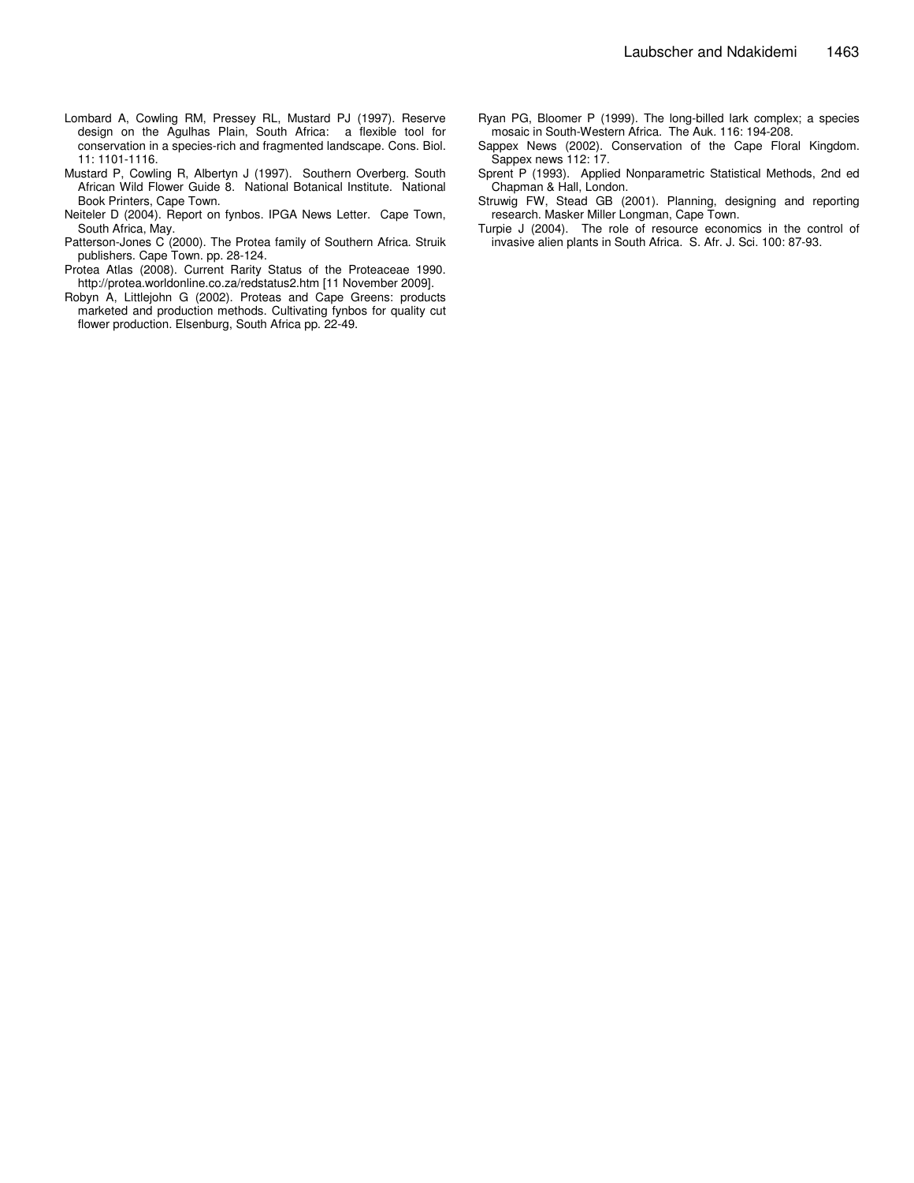Lombard A, Cowling RM, Pressey RL, Mustard PJ (1997). Reserve design on the Agulhas Plain, South Africa: a flexible tool for conservation in a species-rich and fragmented landscape. Cons. Biol. 11: 1101-1116.

Mustard P, Cowling R, Albertyn J (1997). Southern Overberg. South African Wild Flower Guide 8. National Botanical Institute. National Book Printers, Cape Town.

Neiteler D (2004). Report on fynbos. IPGA News Letter. Cape Town, South Africa, May.

Patterson-Jones C (2000). The Protea family of Southern Africa. Struik publishers. Cape Town. pp. 28-124.

Protea Atlas (2008). Current Rarity Status of the Proteaceae 1990. http://protea.worldonline.co.za/redstatus2.htm [11 November 2009].

Robyn A, Littlejohn G (2002). Proteas and Cape Greens: products marketed and production methods. Cultivating fynbos for quality cut flower production. Elsenburg, South Africa pp. 22-49.

Ryan PG, Bloomer P (1999). The long-billed lark complex; a species mosaic in South-Western Africa. The Auk. 116: 194-208.

Sappex News (2002). Conservation of the Cape Floral Kingdom. Sappex news 112: 17.

Sprent P (1993). Applied Nonparametric Statistical Methods, 2nd ed Chapman & Hall, London.

Struwig FW, Stead GB (2001). Planning, designing and reporting research. Masker Miller Longman, Cape Town.

Turpie J (2004). The role of resource economics in the control of invasive alien plants in South Africa. S. Afr. J. Sci. 100: 87-93.